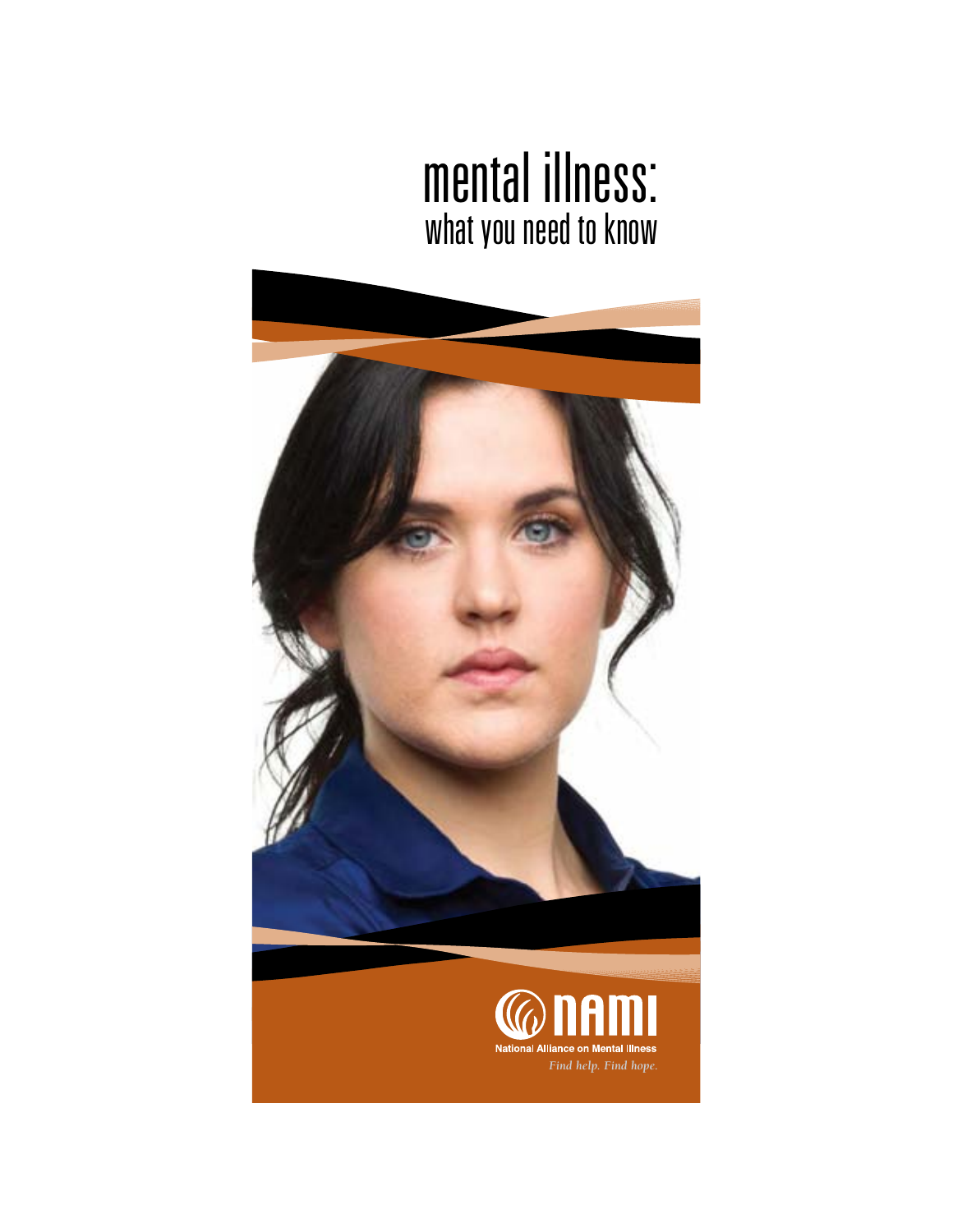# mental illness:
## what you need to know

NAMI

National Alliance on Mental Illness

*Find help. Find hope.*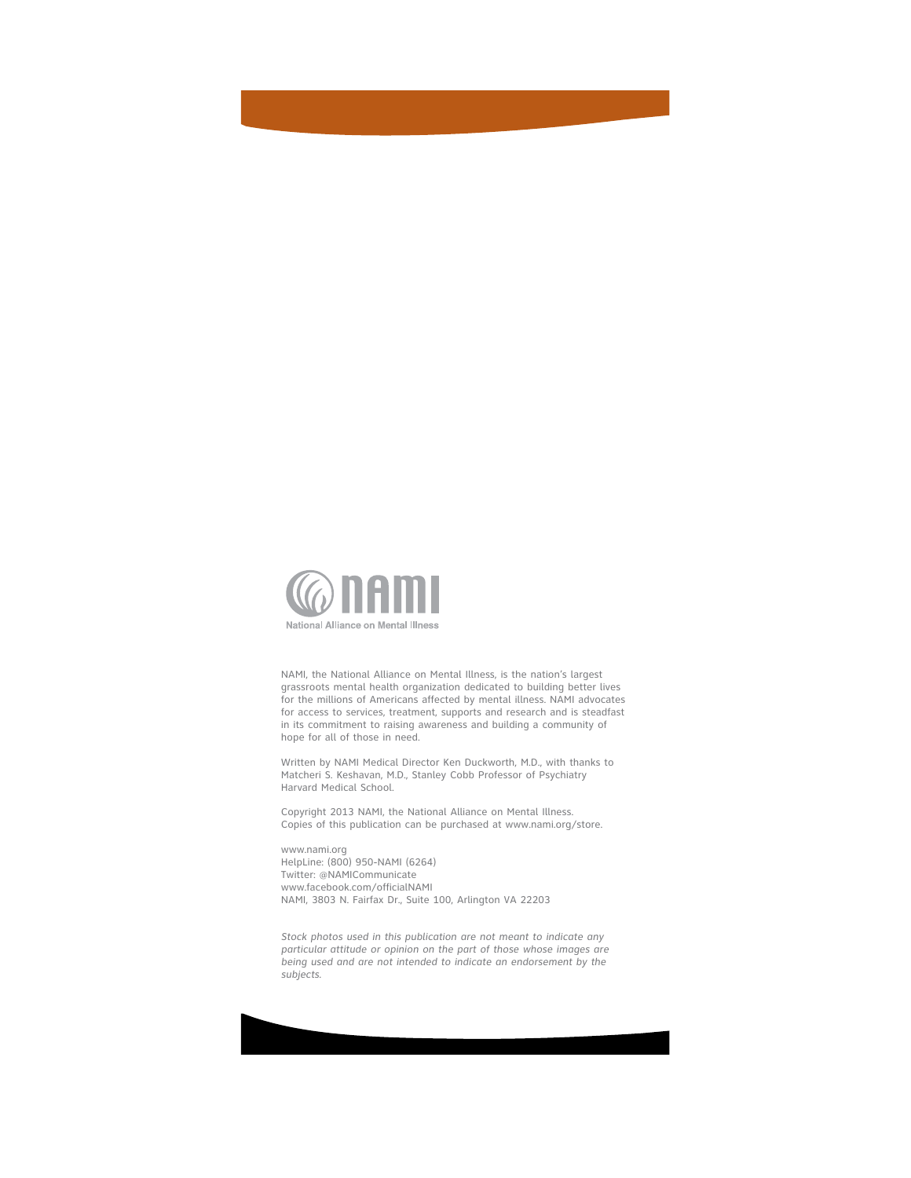NAMI

National Alliance on Mental Illness

NAMI, the National Alliance on Mental Illness, is the nation's largest grassroots mental health organization dedicated to building better lives for the millions of Americans affected by mental illness. NAMI advocates for access to services, treatment, supports and research and is steadfast in its commitment to raising awareness and building a community of hope for all of those in need.

Written by NAMI Medical Director Ken Duckworth, M.D., with thanks to Matcheri S. Keshavan, M.D., Stanley Cobb Professor of Psychiatry Harvard Medical School.

Copyright 2013 NAMI, the National Alliance on Mental Illness.
Copies of this publication can be purchased at www.nami.org/store.

www.nami.org
HelpLine: (800) 950-NAMI (6264)
Twitter: @NAMICommunicate
www.facebook.com/officialNAMI
NAMI, 3803 N. Fairfax Dr., Suite 100, Arlington VA 22203

*Stock photos used in this publication are not meant to indicate any particular attitude or opinion on the part of those whose images are being used and are not intended to indicate an endorsement by the subjects.*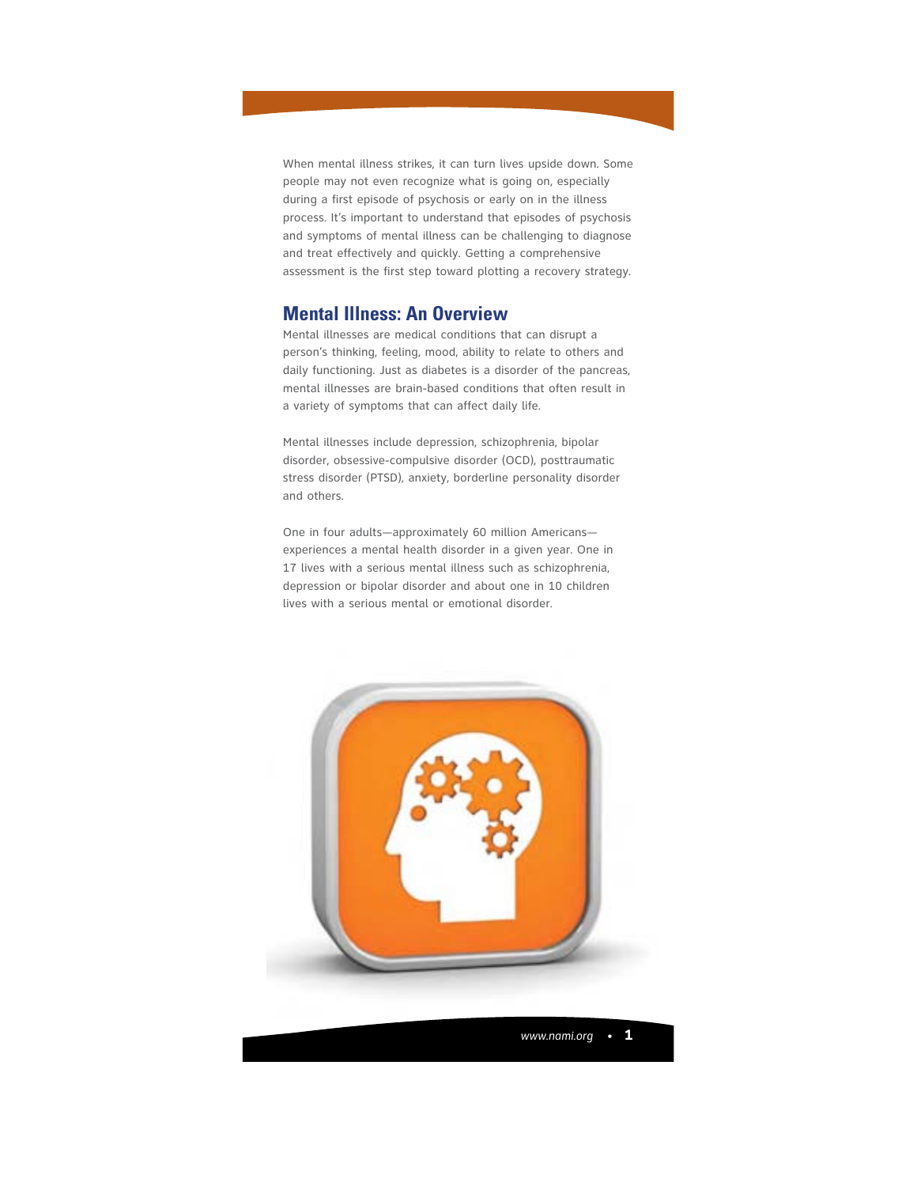When mental illness strikes, it can turn lives upside down. Some people may not even recognize what is going on, especially during a first episode of psychosis or early on in the illness process. It's important to understand that episodes of psychosis and symptoms of mental illness can be challenging to diagnose and treat effectively and quickly. Getting a comprehensive assessment is the first step toward plotting a recovery strategy.

## Mental Illness: An Overview

Mental illnesses are medical conditions that can disrupt a person's thinking, feeling, mood, ability to relate to others and daily functioning. Just as diabetes is a disorder of the pancreas, mental illnesses are brain-based conditions that often result in a variety of symptoms that can affect daily life.

Mental illnesses include depression, schizophrenia, bipolar disorder, obsessive-compulsive disorder (OCD), posttraumatic stress disorder (PTSD), anxiety, borderline personality disorder and others.

One in four adults—approximately 60 million Americans—experiences a mental health disorder in a given year. One in 17 lives with a serious mental illness such as schizophrenia, depression or bipolar disorder and about one in 10 children lives with a serious mental or emotional disorder.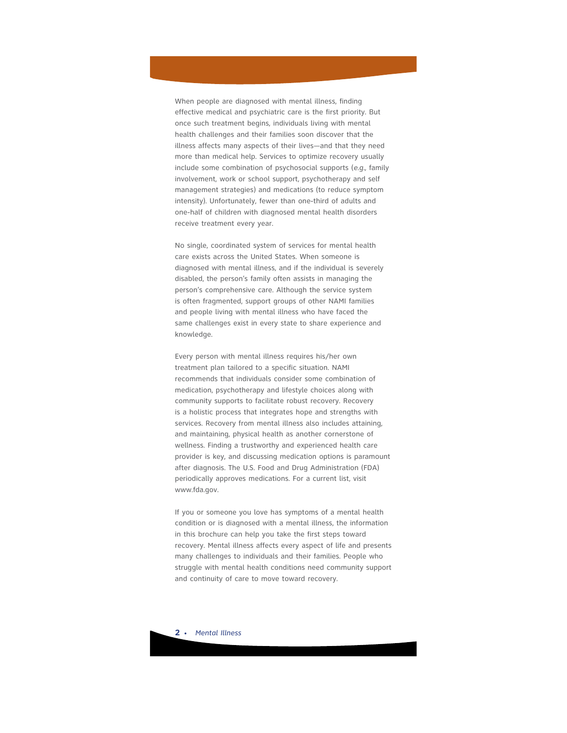When people are diagnosed with mental illness, finding effective medical and psychiatric care is the first priority. But once such treatment begins, individuals living with mental health challenges and their families soon discover that the illness affects many aspects of their lives—and that they need more than medical help. Services to optimize recovery usually include some combination of psychosocial supports (*e.g.,* family involvement, work or school support, psychotherapy and self management strategies) and medications (to reduce symptom intensity). Unfortunately, fewer than one-third of adults and one-half of children with diagnosed mental health disorders receive treatment every year.

No single, coordinated system of services for mental health care exists across the United States. When someone is diagnosed with mental illness, and if the individual is severely disabled, the person's family often assists in managing the person's comprehensive care. Although the service system is often fragmented, support groups of other NAMI families and people living with mental illness who have faced the same challenges exist in every state to share experience and knowledge.

Every person with mental illness requires his/her own treatment plan tailored to a specific situation. NAMI recommends that individuals consider some combination of medication, psychotherapy and lifestyle choices along with community supports to facilitate robust recovery. Recovery is a holistic process that integrates hope and strengths with services. Recovery from mental illness also includes attaining, and maintaining, physical health as another cornerstone of wellness. Finding a trustworthy and experienced health care provider is key, and discussing medication options is paramount after diagnosis. The U.S. Food and Drug Administration (FDA) periodically approves medications. For a current list, visit www.fda.gov.

If you or someone you love has symptoms of a mental health condition or is diagnosed with a mental illness, the information in this brochure can help you take the first steps toward recovery. Mental illness affects every aspect of life and presents many challenges to individuals and their families. People who struggle with mental health conditions need community support and continuity of care to move toward recovery.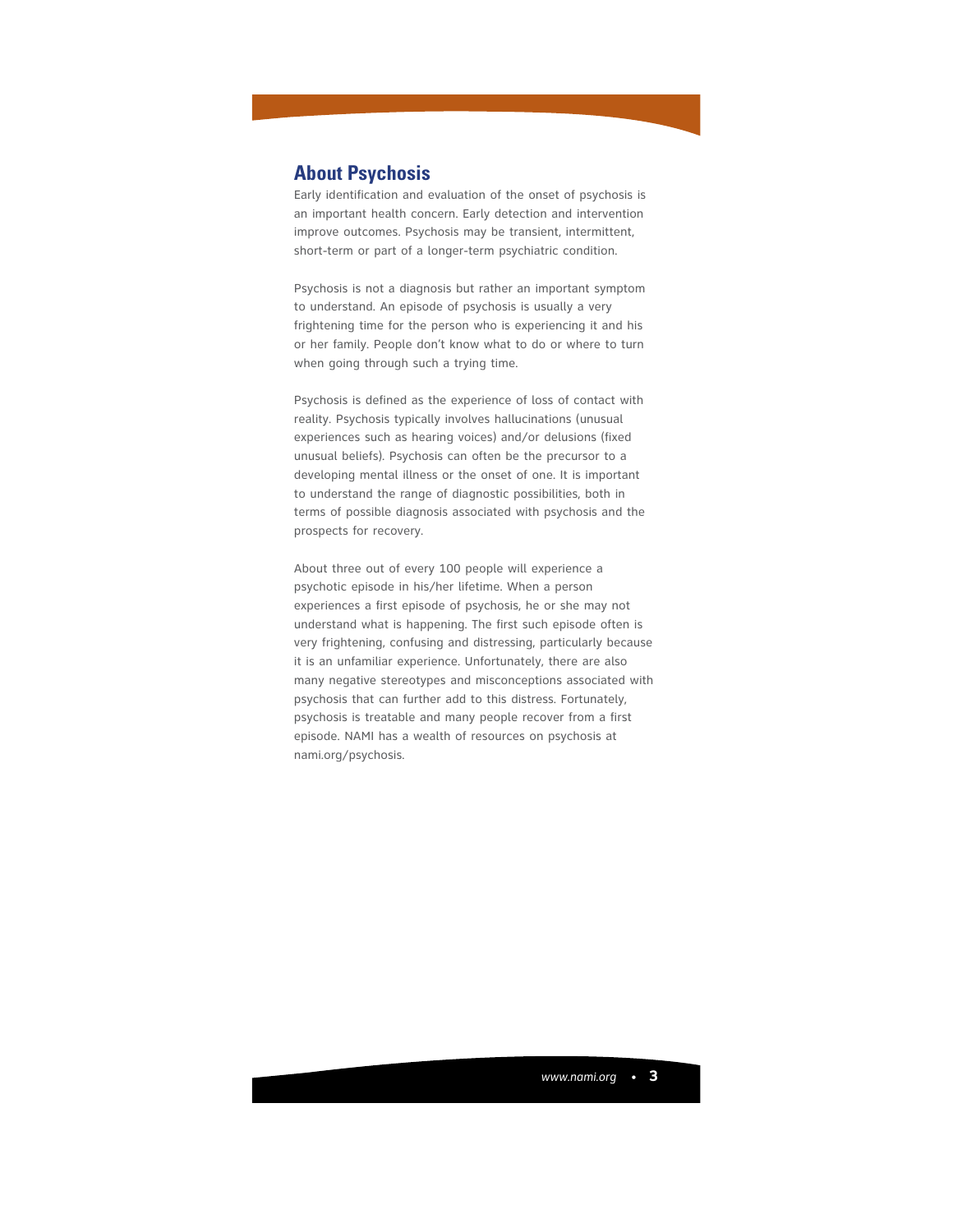## About Psychosis

Early identification and evaluation of the onset of psychosis is an important health concern. Early detection and intervention improve outcomes. Psychosis may be transient, intermittent, short-term or part of a longer-term psychiatric condition.

Psychosis is not a diagnosis but rather an important symptom to understand. An episode of psychosis is usually a very frightening time for the person who is experiencing it and his or her family. People don't know what to do or where to turn when going through such a trying time.

Psychosis is defined as the experience of loss of contact with reality. Psychosis typically involves hallucinations (unusual experiences such as hearing voices) and/or delusions (fixed unusual beliefs). Psychosis can often be the precursor to a developing mental illness or the onset of one. It is important to understand the range of diagnostic possibilities, both in terms of possible diagnosis associated with psychosis and the prospects for recovery.

About three out of every 100 people will experience a psychotic episode in his/her lifetime. When a person experiences a first episode of psychosis, he or she may not understand what is happening. The first such episode often is very frightening, confusing and distressing, particularly because it is an unfamiliar experience. Unfortunately, there are also many negative stereotypes and misconceptions associated with psychosis that can further add to this distress. Fortunately, psychosis is treatable and many people recover from a first episode. NAMI has a wealth of resources on psychosis at nami.org/psychosis.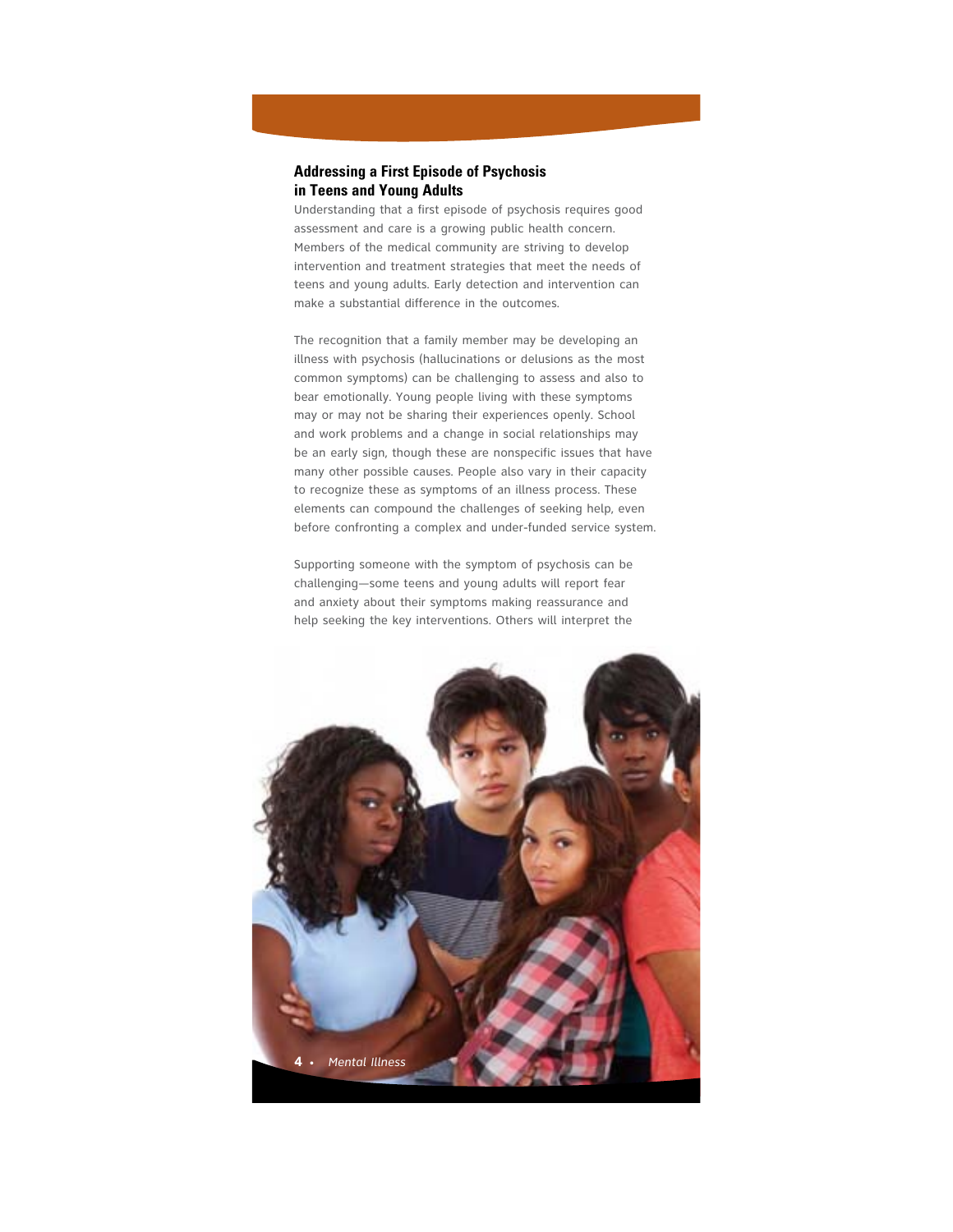## Addressing a First Episode of Psychosis in Teens and Young Adults

Understanding that a first episode of psychosis requires good assessment and care is a growing public health concern. Members of the medical community are striving to develop intervention and treatment strategies that meet the needs of teens and young adults. Early detection and intervention can make a substantial difference in the outcomes.

The recognition that a family member may be developing an illness with psychosis (hallucinations or delusions as the most common symptoms) can be challenging to assess and also to bear emotionally. Young people living with these symptoms may or may not be sharing their experiences openly. School and work problems and a change in social relationships may be an early sign, though these are nonspecific issues that have many other possible causes. People also vary in their capacity to recognize these as symptoms of an illness process. These elements can compound the challenges of seeking help, even before confronting a complex and under-funded service system.

Supporting someone with the symptom of psychosis can be challenging—some teens and young adults will report fear and anxiety about their symptoms making reassurance and help seeking the key interventions. Others will interpret the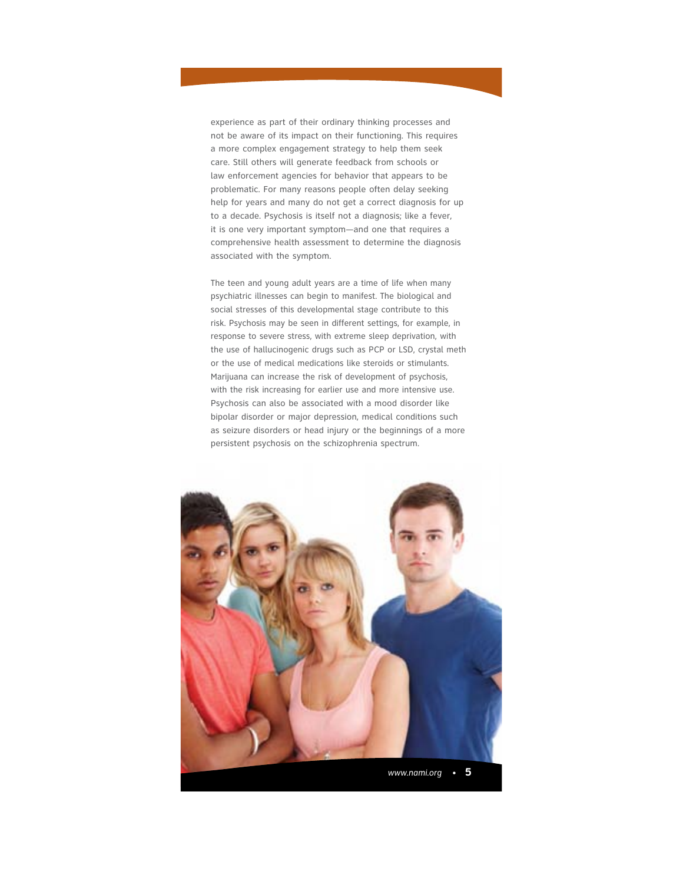experience as part of their ordinary thinking processes and not be aware of its impact on their functioning. This requires a more complex engagement strategy to help them seek care. Still others will generate feedback from schools or law enforcement agencies for behavior that appears to be problematic. For many reasons people often delay seeking help for years and many do not get a correct diagnosis for up to a decade. Psychosis is itself not a diagnosis; like a fever, it is one very important symptom—and one that requires a comprehensive health assessment to determine the diagnosis associated with the symptom.

The teen and young adult years are a time of life when many psychiatric illnesses can begin to manifest. The biological and social stresses of this developmental stage contribute to this risk. Psychosis may be seen in different settings, for example, in response to severe stress, with extreme sleep deprivation, with the use of hallucinogenic drugs such as PCP or LSD, crystal meth or the use of medical medications like steroids or stimulants. Marijuana can increase the risk of development of psychosis, with the risk increasing for earlier use and more intensive use. Psychosis can also be associated with a mood disorder like bipolar disorder or major depression, medical conditions such as seizure disorders or head injury or the beginnings of a more persistent psychosis on the schizophrenia spectrum.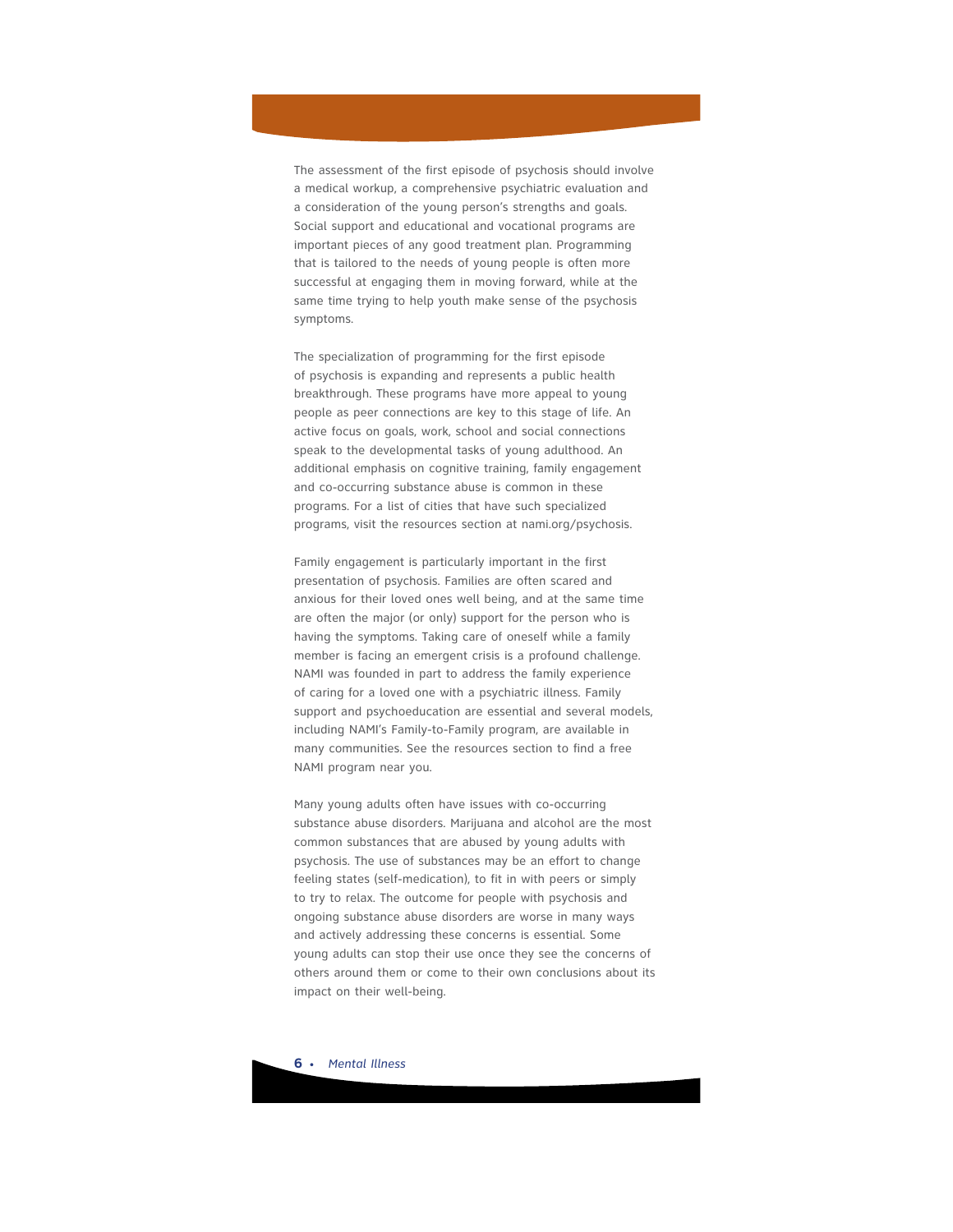The assessment of the first episode of psychosis should involve a medical workup, a comprehensive psychiatric evaluation and a consideration of the young person's strengths and goals. Social support and educational and vocational programs are important pieces of any good treatment plan. Programming that is tailored to the needs of young people is often more successful at engaging them in moving forward, while at the same time trying to help youth make sense of the psychosis symptoms.

The specialization of programming for the first episode of psychosis is expanding and represents a public health breakthrough. These programs have more appeal to young people as peer connections are key to this stage of life. An active focus on goals, work, school and social connections speak to the developmental tasks of young adulthood. An additional emphasis on cognitive training, family engagement and co-occurring substance abuse is common in these programs. For a list of cities that have such specialized programs, visit the resources section at nami.org/psychosis.

Family engagement is particularly important in the first presentation of psychosis. Families are often scared and anxious for their loved ones well being, and at the same time are often the major (or only) support for the person who is having the symptoms. Taking care of oneself while a family member is facing an emergent crisis is a profound challenge. NAMI was founded in part to address the family experience of caring for a loved one with a psychiatric illness. Family support and psychoeducation are essential and several models, including NAMI's Family-to-Family program, are available in many communities. See the resources section to find a free NAMI program near you.

Many young adults often have issues with co-occurring substance abuse disorders. Marijuana and alcohol are the most common substances that are abused by young adults with psychosis. The use of substances may be an effort to change feeling states (self-medication), to fit in with peers or simply to try to relax. The outcome for people with psychosis and ongoing substance abuse disorders are worse in many ways and actively addressing these concerns is essential. Some young adults can stop their use once they see the concerns of others around them or come to their own conclusions about its impact on their well-being.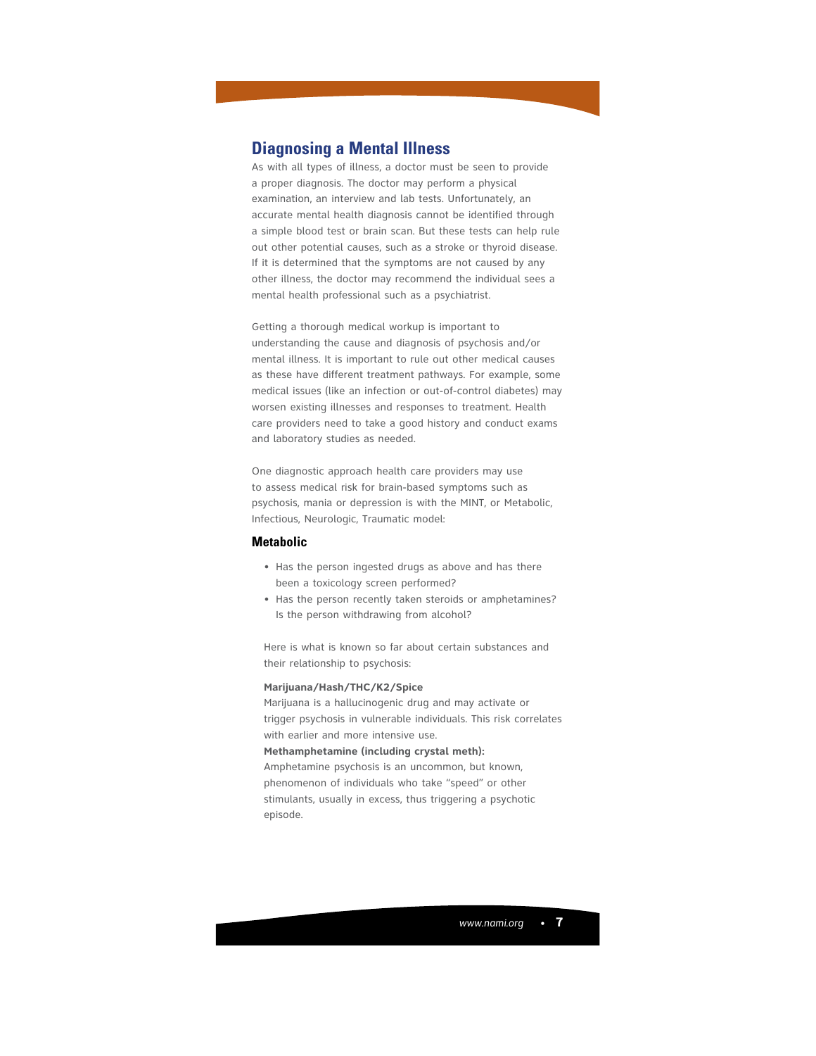## Diagnosing a Mental Illness

As with all types of illness, a doctor must be seen to provide a proper diagnosis. The doctor may perform a physical examination, an interview and lab tests. Unfortunately, an accurate mental health diagnosis cannot be identified through a simple blood test or brain scan. But these tests can help rule out other potential causes, such as a stroke or thyroid disease. If it is determined that the symptoms are not caused by any other illness, the doctor may recommend the individual sees a mental health professional such as a psychiatrist.

Getting a thorough medical workup is important to understanding the cause and diagnosis of psychosis and/or mental illness. It is important to rule out other medical causes as these have different treatment pathways. For example, some medical issues (like an infection or out-of-control diabetes) may worsen existing illnesses and responses to treatment. Health care providers need to take a good history and conduct exams and laboratory studies as needed.

One diagnostic approach health care providers may use to assess medical risk for brain-based symptoms such as psychosis, mania or depression is with the MINT, or Metabolic, Infectious, Neurologic, Traumatic model:

### Metabolic

- Has the person ingested drugs as above and has there been a toxicology screen performed?
- Has the person recently taken steroids or amphetamines? Is the person withdrawing from alcohol?

Here is what is known so far about certain substances and their relationship to psychosis:

**Marijuana/Hash/THC/K2/Spice**
Marijuana is a hallucinogenic drug and may activate or trigger psychosis in vulnerable individuals. This risk correlates with earlier and more intensive use.

**Methamphetamine (including crystal meth):**
Amphetamine psychosis is an uncommon, but known, phenomenon of individuals who take "speed" or other stimulants, usually in excess, thus triggering a psychotic episode.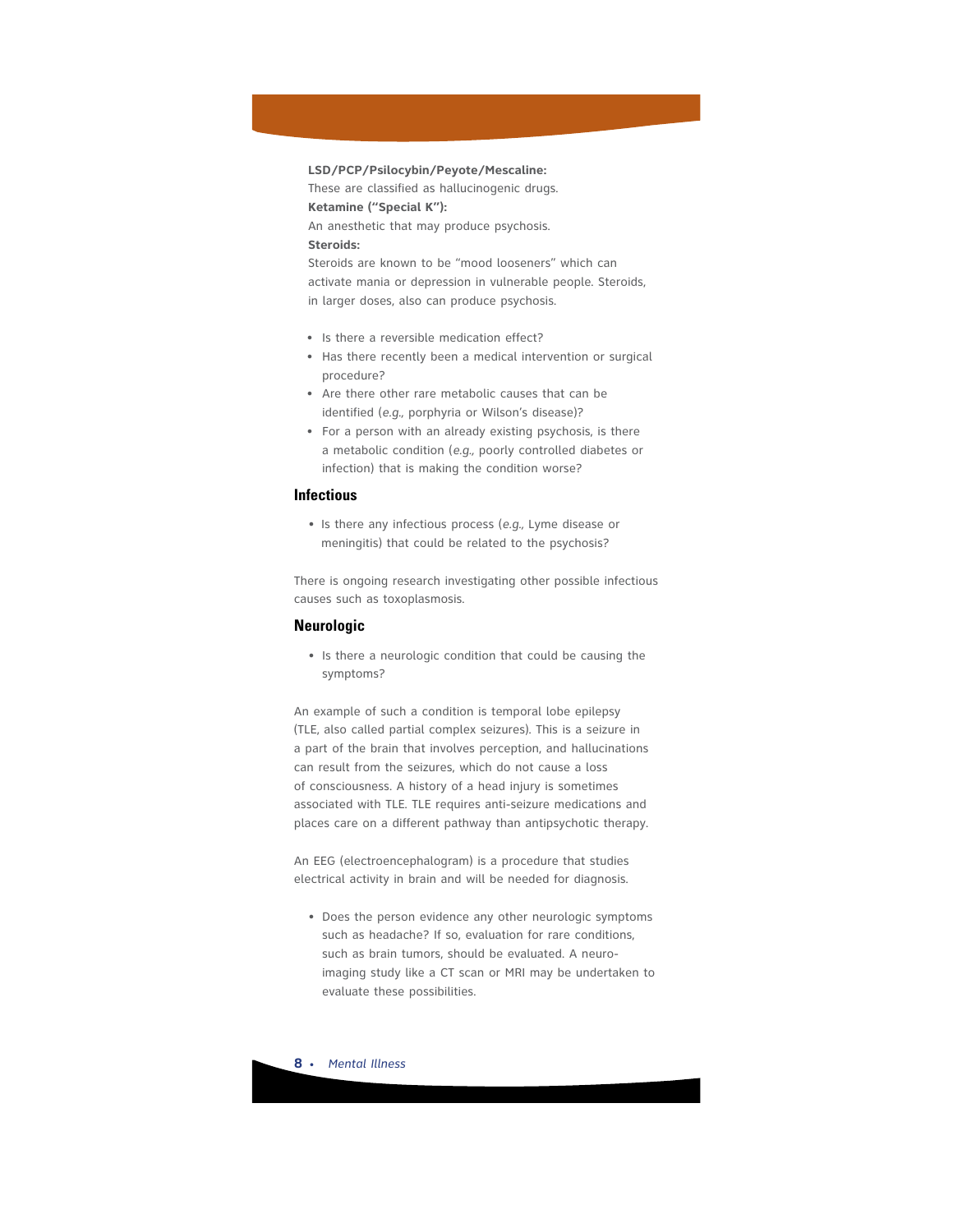**LSD/PCP/Psilocybin/Peyote/Mescaline:**
These are classified as hallucinogenic drugs.

**Ketamine ("Special K"):**
An anesthetic that may produce psychosis.

**Steroids:**
Steroids are known to be "mood looseners" which can activate mania or depression in vulnerable people. Steroids, in larger doses, also can produce psychosis.

- Is there a reversible medication effect?
- Has there recently been a medical intervention or surgical procedure?
- Are there other rare metabolic causes that can be identified (*e.g.,* porphyria or Wilson's disease)?
- For a person with an already existing psychosis, is there a metabolic condition (*e.g.,* poorly controlled diabetes or infection) that is making the condition worse?

## Infectious

- Is there any infectious process (*e.g.,* Lyme disease or meningitis) that could be related to the psychosis?

There is ongoing research investigating other possible infectious causes such as toxoplasmosis.

## Neurologic

- Is there a neurologic condition that could be causing the symptoms?

An example of such a condition is temporal lobe epilepsy (TLE, also called partial complex seizures). This is a seizure in a part of the brain that involves perception, and hallucinations can result from the seizures, which do not cause a loss of consciousness. A history of a head injury is sometimes associated with TLE. TLE requires anti-seizure medications and places care on a different pathway than antipsychotic therapy.

An EEG (electroencephalogram) is a procedure that studies electrical activity in brain and will be needed for diagnosis.

- Does the person evidence any other neurologic symptoms such as headache? If so, evaluation for rare conditions, such as brain tumors, should be evaluated. A neuro-imaging study like a CT scan or MRI may be undertaken to evaluate these possibilities.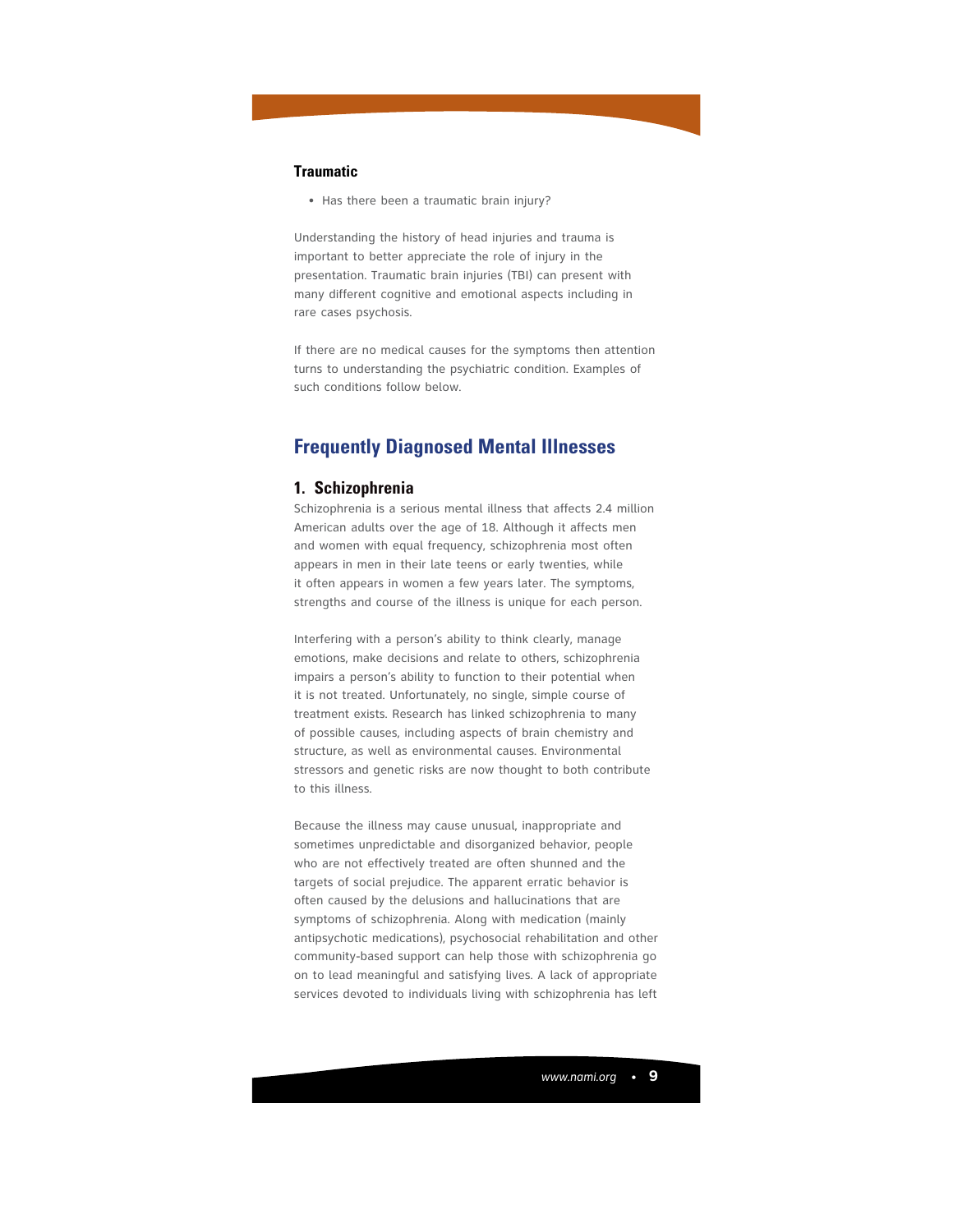### Traumatic

- Has there been a traumatic brain injury?

Understanding the history of head injuries and trauma is important to better appreciate the role of injury in the presentation. Traumatic brain injuries (TBI) can present with many different cognitive and emotional aspects including in rare cases psychosis.

If there are no medical causes for the symptoms then attention turns to understanding the psychiatric condition. Examples of such conditions follow below.

## Frequently Diagnosed Mental Illnesses

### 1. Schizophrenia

Schizophrenia is a serious mental illness that affects 2.4 million American adults over the age of 18. Although it affects men and women with equal frequency, schizophrenia most often appears in men in their late teens or early twenties, while it often appears in women a few years later. The symptoms, strengths and course of the illness is unique for each person.

Interfering with a person's ability to think clearly, manage emotions, make decisions and relate to others, schizophrenia impairs a person's ability to function to their potential when it is not treated. Unfortunately, no single, simple course of treatment exists. Research has linked schizophrenia to many of possible causes, including aspects of brain chemistry and structure, as well as environmental causes. Environmental stressors and genetic risks are now thought to both contribute to this illness.

Because the illness may cause unusual, inappropriate and sometimes unpredictable and disorganized behavior, people who are not effectively treated are often shunned and the targets of social prejudice. The apparent erratic behavior is often caused by the delusions and hallucinations that are symptoms of schizophrenia. Along with medication (mainly antipsychotic medications), psychosocial rehabilitation and other community-based support can help those with schizophrenia go on to lead meaningful and satisfying lives. A lack of appropriate services devoted to individuals living with schizophrenia has left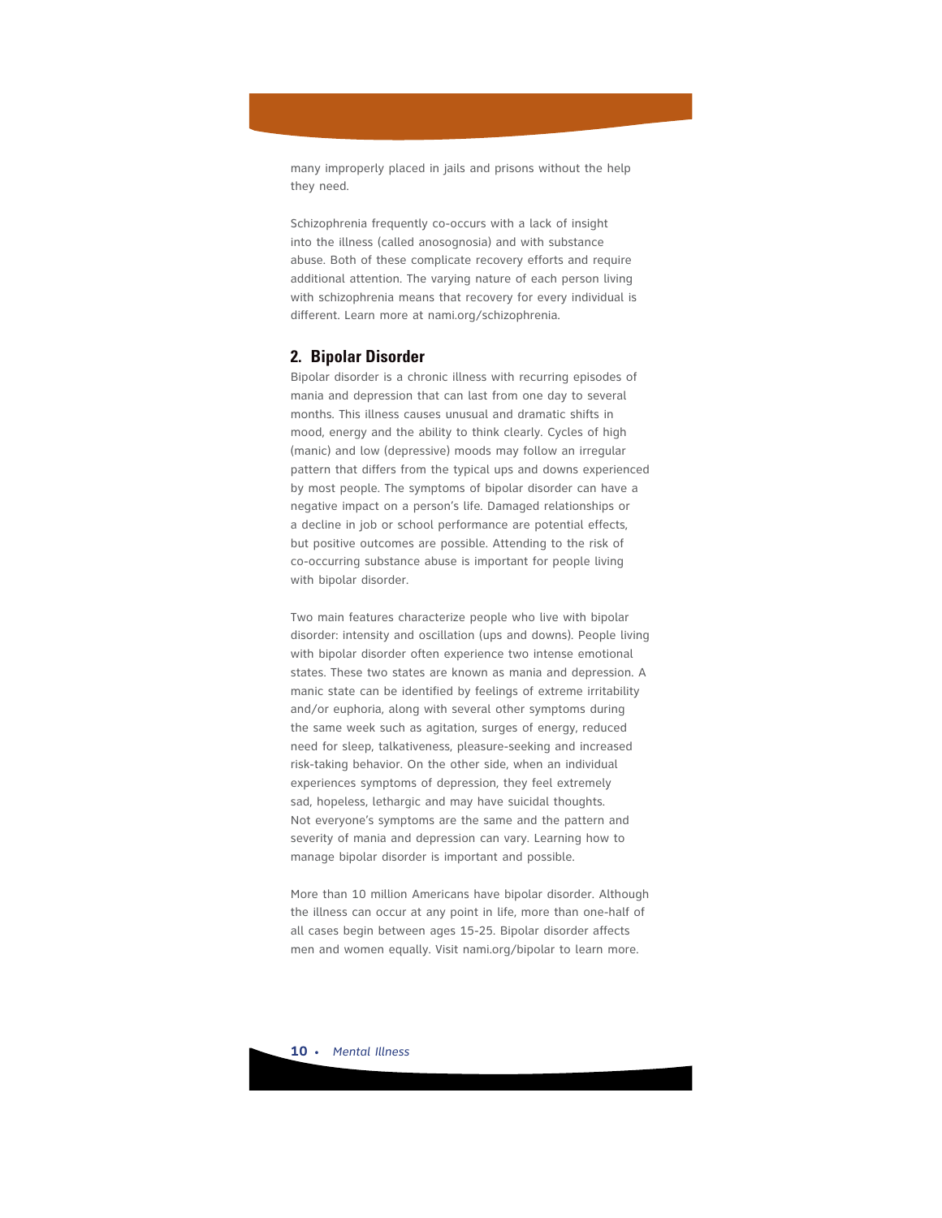many improperly placed in jails and prisons without the help they need.

Schizophrenia frequently co-occurs with a lack of insight into the illness (called anosognosia) and with substance abuse. Both of these complicate recovery efforts and require additional attention. The varying nature of each person living with schizophrenia means that recovery for every individual is different. Learn more at nami.org/schizophrenia.

## 2. Bipolar Disorder

Bipolar disorder is a chronic illness with recurring episodes of mania and depression that can last from one day to several months. This illness causes unusual and dramatic shifts in mood, energy and the ability to think clearly. Cycles of high (manic) and low (depressive) moods may follow an irregular pattern that differs from the typical ups and downs experienced by most people. The symptoms of bipolar disorder can have a negative impact on a person's life. Damaged relationships or a decline in job or school performance are potential effects, but positive outcomes are possible. Attending to the risk of co-occurring substance abuse is important for people living with bipolar disorder.

Two main features characterize people who live with bipolar disorder: intensity and oscillation (ups and downs). People living with bipolar disorder often experience two intense emotional states. These two states are known as mania and depression. A manic state can be identified by feelings of extreme irritability and/or euphoria, along with several other symptoms during the same week such as agitation, surges of energy, reduced need for sleep, talkativeness, pleasure-seeking and increased risk-taking behavior. On the other side, when an individual experiences symptoms of depression, they feel extremely sad, hopeless, lethargic and may have suicidal thoughts. Not everyone's symptoms are the same and the pattern and severity of mania and depression can vary. Learning how to manage bipolar disorder is important and possible.

More than 10 million Americans have bipolar disorder. Although the illness can occur at any point in life, more than one-half of all cases begin between ages 15-25. Bipolar disorder affects men and women equally. Visit nami.org/bipolar to learn more.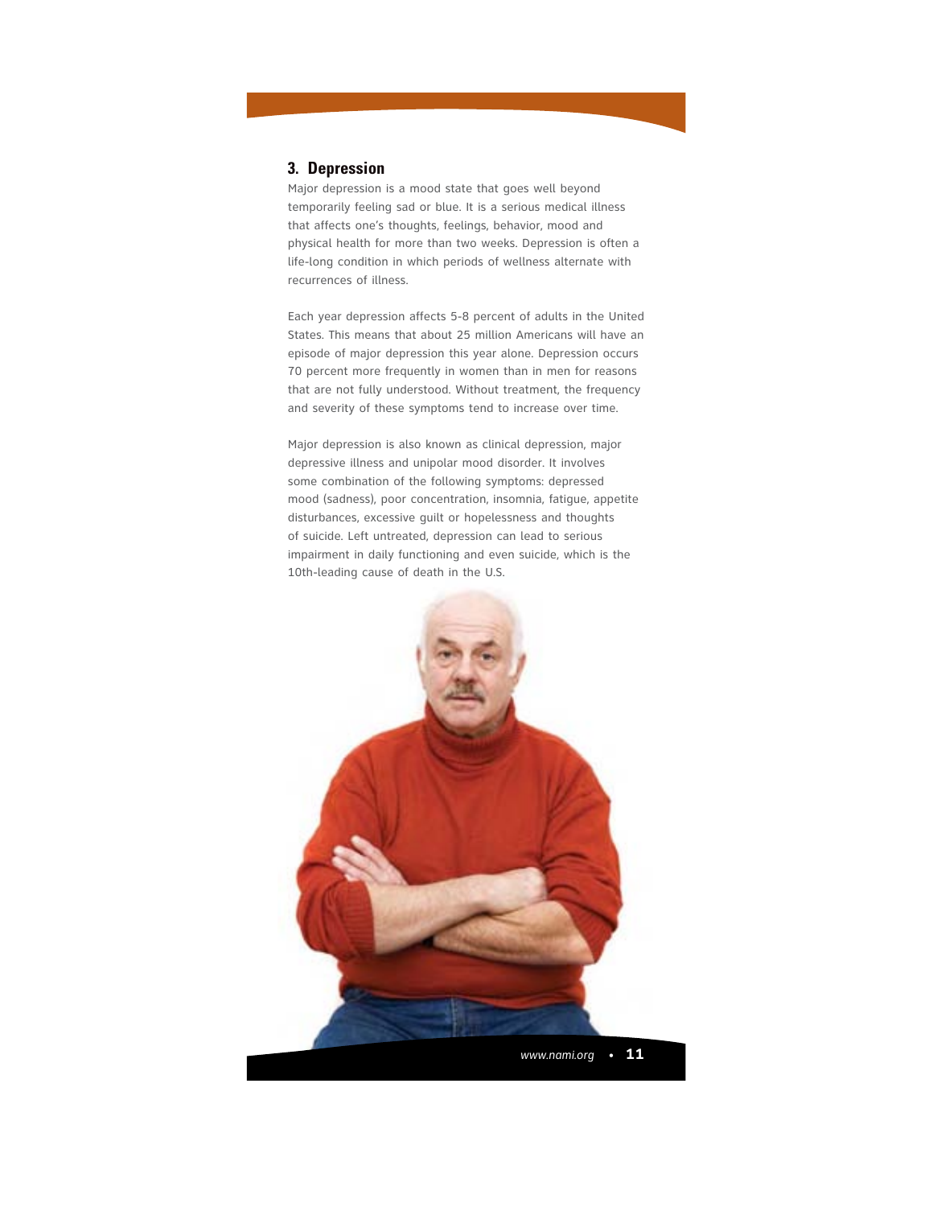### 3. Depression

Major depression is a mood state that goes well beyond temporarily feeling sad or blue. It is a serious medical illness that affects one's thoughts, feelings, behavior, mood and physical health for more than two weeks. Depression is often a life-long condition in which periods of wellness alternate with recurrences of illness.

Each year depression affects 5-8 percent of adults in the United States. This means that about 25 million Americans will have an episode of major depression this year alone. Depression occurs 70 percent more frequently in women than in men for reasons that are not fully understood. Without treatment, the frequency and severity of these symptoms tend to increase over time.

Major depression is also known as clinical depression, major depressive illness and unipolar mood disorder. It involves some combination of the following symptoms: depressed mood (sadness), poor concentration, insomnia, fatigue, appetite disturbances, excessive guilt or hopelessness and thoughts of suicide. Left untreated, depression can lead to serious impairment in daily functioning and even suicide, which is the 10th-leading cause of death in the U.S.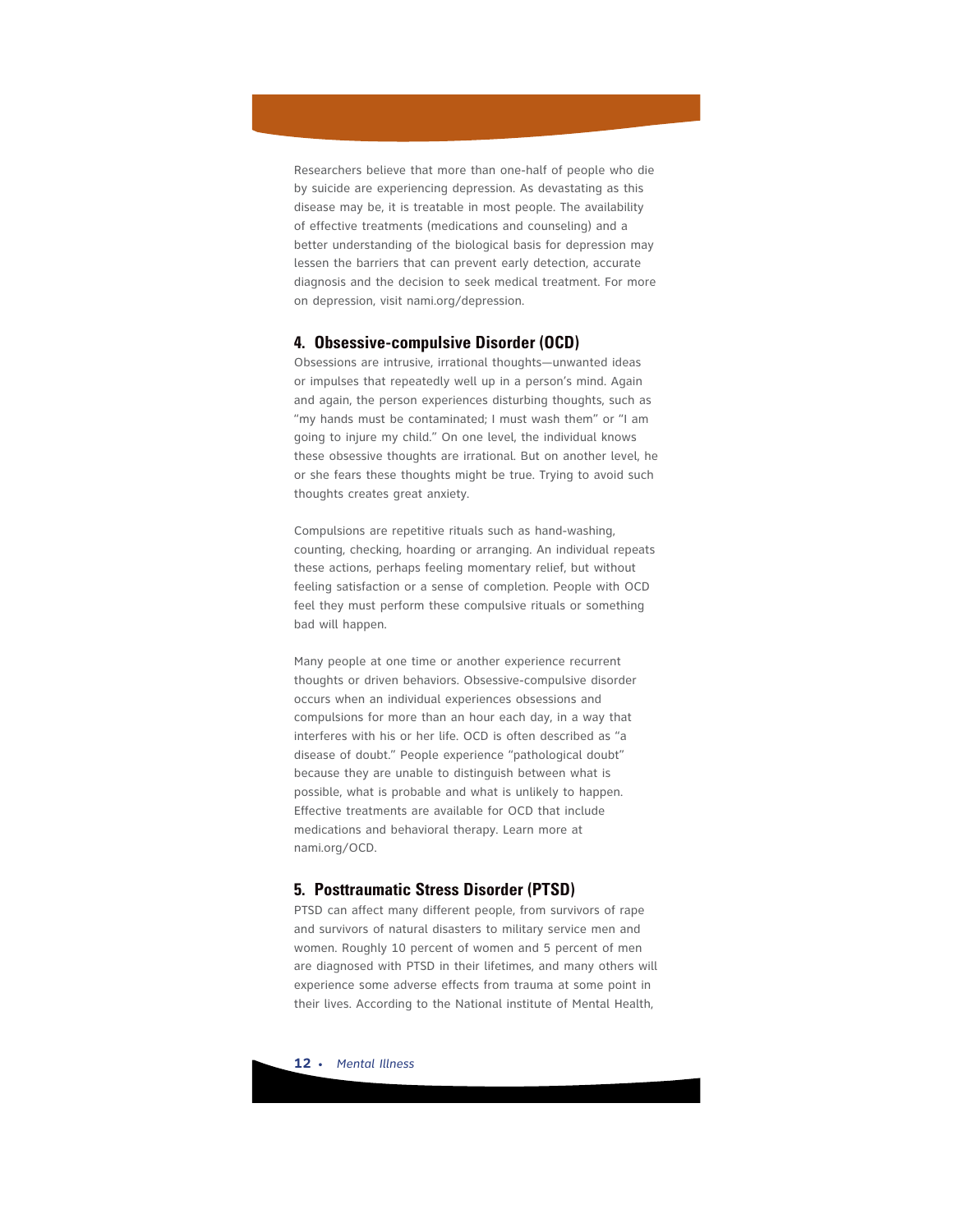Researchers believe that more than one-half of people who die by suicide are experiencing depression. As devastating as this disease may be, it is treatable in most people. The availability of effective treatments (medications and counseling) and a better understanding of the biological basis for depression may lessen the barriers that can prevent early detection, accurate diagnosis and the decision to seek medical treatment. For more on depression, visit nami.org/depression.

### 4. Obsessive-compulsive Disorder (OCD)

Obsessions are intrusive, irrational thoughts—unwanted ideas or impulses that repeatedly well up in a person's mind. Again and again, the person experiences disturbing thoughts, such as "my hands must be contaminated; I must wash them" or "I am going to injure my child." On one level, the individual knows these obsessive thoughts are irrational. But on another level, he or she fears these thoughts might be true. Trying to avoid such thoughts creates great anxiety.

Compulsions are repetitive rituals such as hand-washing, counting, checking, hoarding or arranging. An individual repeats these actions, perhaps feeling momentary relief, but without feeling satisfaction or a sense of completion. People with OCD feel they must perform these compulsive rituals or something bad will happen.

Many people at one time or another experience recurrent thoughts or driven behaviors. Obsessive-compulsive disorder occurs when an individual experiences obsessions and compulsions for more than an hour each day, in a way that interferes with his or her life. OCD is often described as "a disease of doubt." People experience "pathological doubt" because they are unable to distinguish between what is possible, what is probable and what is unlikely to happen. Effective treatments are available for OCD that include medications and behavioral therapy. Learn more at nami.org/OCD.

### 5. Posttraumatic Stress Disorder (PTSD)

PTSD can affect many different people, from survivors of rape and survivors of natural disasters to military service men and women. Roughly 10 percent of women and 5 percent of men are diagnosed with PTSD in their lifetimes, and many others will experience some adverse effects from trauma at some point in their lives. According to the National institute of Mental Health,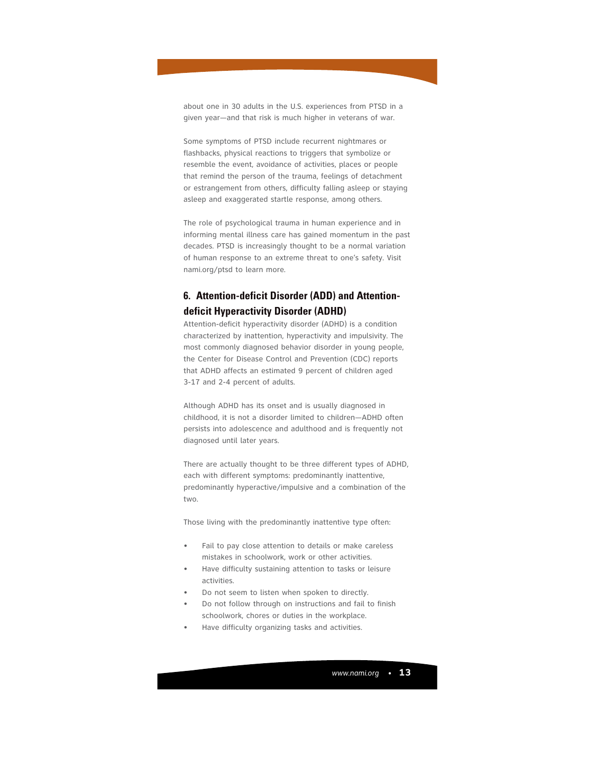about one in 30 adults in the U.S. experiences from PTSD in a given year—and that risk is much higher in veterans of war.

Some symptoms of PTSD include recurrent nightmares or flashbacks, physical reactions to triggers that symbolize or resemble the event, avoidance of activities, places or people that remind the person of the trauma, feelings of detachment or estrangement from others, difficulty falling asleep or staying asleep and exaggerated startle response, among others.

The role of psychological trauma in human experience and in informing mental illness care has gained momentum in the past decades. PTSD is increasingly thought to be a normal variation of human response to an extreme threat to one's safety. Visit nami.org/ptsd to learn more.

## 6. Attention-deficit Disorder (ADD) and Attention-deficit Hyperactivity Disorder (ADHD)

Attention-deficit hyperactivity disorder (ADHD) is a condition characterized by inattention, hyperactivity and impulsivity. The most commonly diagnosed behavior disorder in young people, the Center for Disease Control and Prevention (CDC) reports that ADHD affects an estimated 9 percent of children aged 3-17 and 2-4 percent of adults.

Although ADHD has its onset and is usually diagnosed in childhood, it is not a disorder limited to children—ADHD often persists into adolescence and adulthood and is frequently not diagnosed until later years.

There are actually thought to be three different types of ADHD, each with different symptoms: predominantly inattentive, predominantly hyperactive/impulsive and a combination of the two.

Those living with the predominantly inattentive type often:

- Fail to pay close attention to details or make careless mistakes in schoolwork, work or other activities.
- Have difficulty sustaining attention to tasks or leisure activities.
- Do not seem to listen when spoken to directly.
- Do not follow through on instructions and fail to finish schoolwork, chores or duties in the workplace.
- Have difficulty organizing tasks and activities.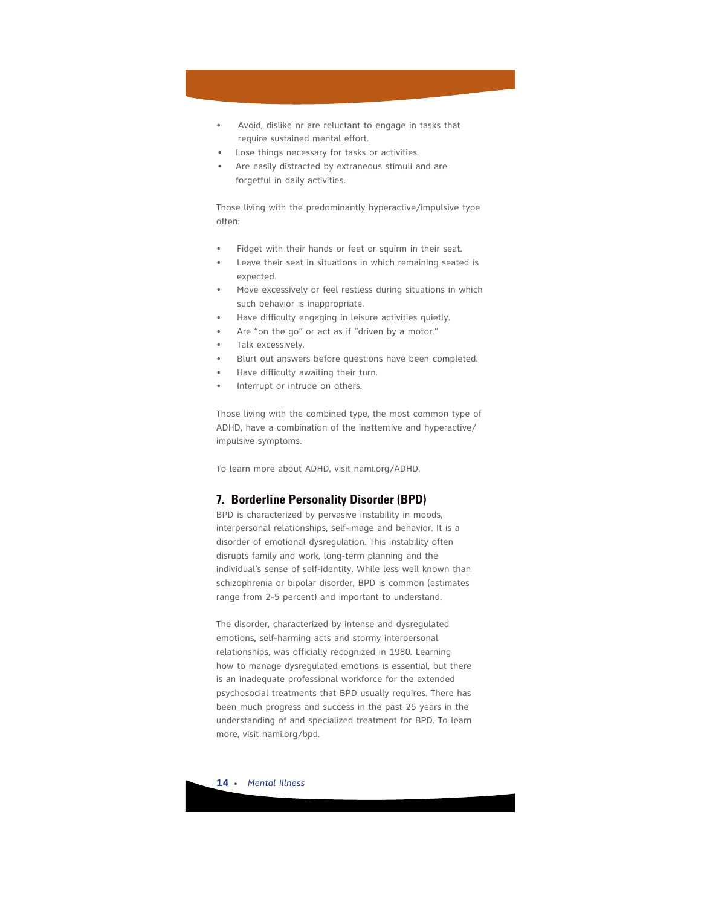- Avoid, dislike or are reluctant to engage in tasks that require sustained mental effort.
- Lose things necessary for tasks or activities.
- Are easily distracted by extraneous stimuli and are forgetful in daily activities.

Those living with the predominantly hyperactive/impulsive type often:

- Fidget with their hands or feet or squirm in their seat.
- Leave their seat in situations in which remaining seated is expected.
- Move excessively or feel restless during situations in which such behavior is inappropriate.
- Have difficulty engaging in leisure activities quietly.
- Are "on the go" or act as if "driven by a motor."
- Talk excessively.
- Blurt out answers before questions have been completed.
- Have difficulty awaiting their turn.
- Interrupt or intrude on others.

Those living with the combined type, the most common type of ADHD, have a combination of the inattentive and hyperactive/impulsive symptoms.

To learn more about ADHD, visit nami.org/ADHD.

## 7. Borderline Personality Disorder (BPD)

BPD is characterized by pervasive instability in moods, interpersonal relationships, self-image and behavior. It is a disorder of emotional dysregulation. This instability often disrupts family and work, long-term planning and the individual's sense of self-identity. While less well known than schizophrenia or bipolar disorder, BPD is common (estimates range from 2-5 percent) and important to understand.

The disorder, characterized by intense and dysregulated emotions, self-harming acts and stormy interpersonal relationships, was officially recognized in 1980. Learning how to manage dysregulated emotions is essential, but there is an inadequate professional workforce for the extended psychosocial treatments that BPD usually requires. There has been much progress and success in the past 25 years in the understanding of and specialized treatment for BPD. To learn more, visit nami.org/bpd.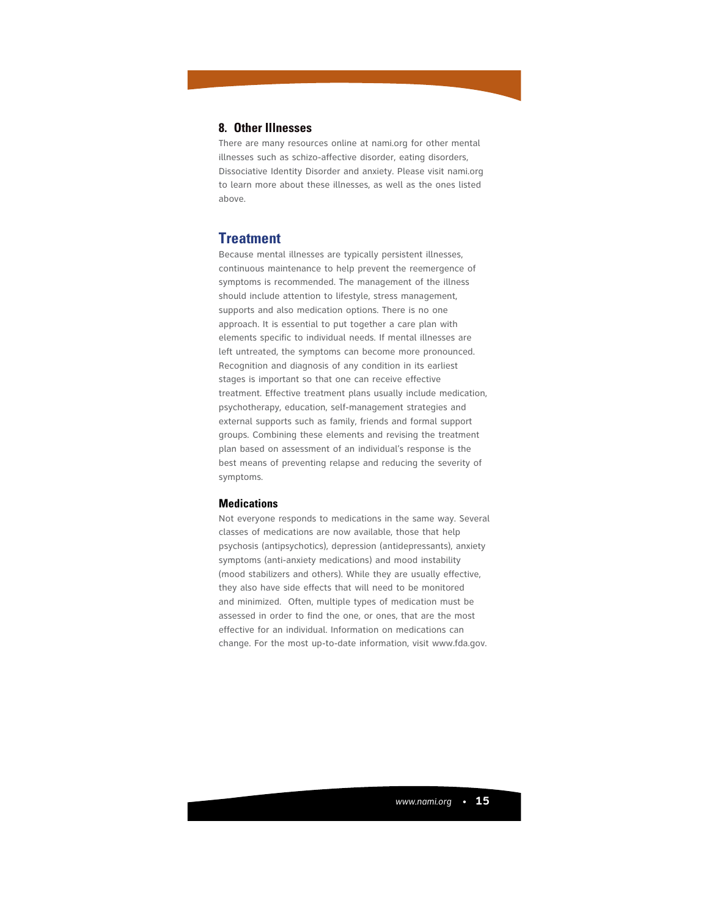### 8. Other Illnesses

There are many resources online at nami.org for other mental illnesses such as schizo-affective disorder, eating disorders, Dissociative Identity Disorder and anxiety. Please visit nami.org to learn more about these illnesses, as well as the ones listed above.

## Treatment

Because mental illnesses are typically persistent illnesses, continuous maintenance to help prevent the reemergence of symptoms is recommended. The management of the illness should include attention to lifestyle, stress management, supports and also medication options. There is no one approach. It is essential to put together a care plan with elements specific to individual needs. If mental illnesses are left untreated, the symptoms can become more pronounced. Recognition and diagnosis of any condition in its earliest stages is important so that one can receive effective treatment. Effective treatment plans usually include medication, psychotherapy, education, self-management strategies and external supports such as family, friends and formal support groups. Combining these elements and revising the treatment plan based on assessment of an individual's response is the best means of preventing relapse and reducing the severity of symptoms.

### Medications

Not everyone responds to medications in the same way. Several classes of medications are now available, those that help psychosis (antipsychotics), depression (antidepressants), anxiety symptoms (anti-anxiety medications) and mood instability (mood stabilizers and others). While they are usually effective, they also have side effects that will need to be monitored and minimized. Often, multiple types of medication must be assessed in order to find the one, or ones, that are the most effective for an individual. Information on medications can change. For the most up-to-date information, visit www.fda.gov.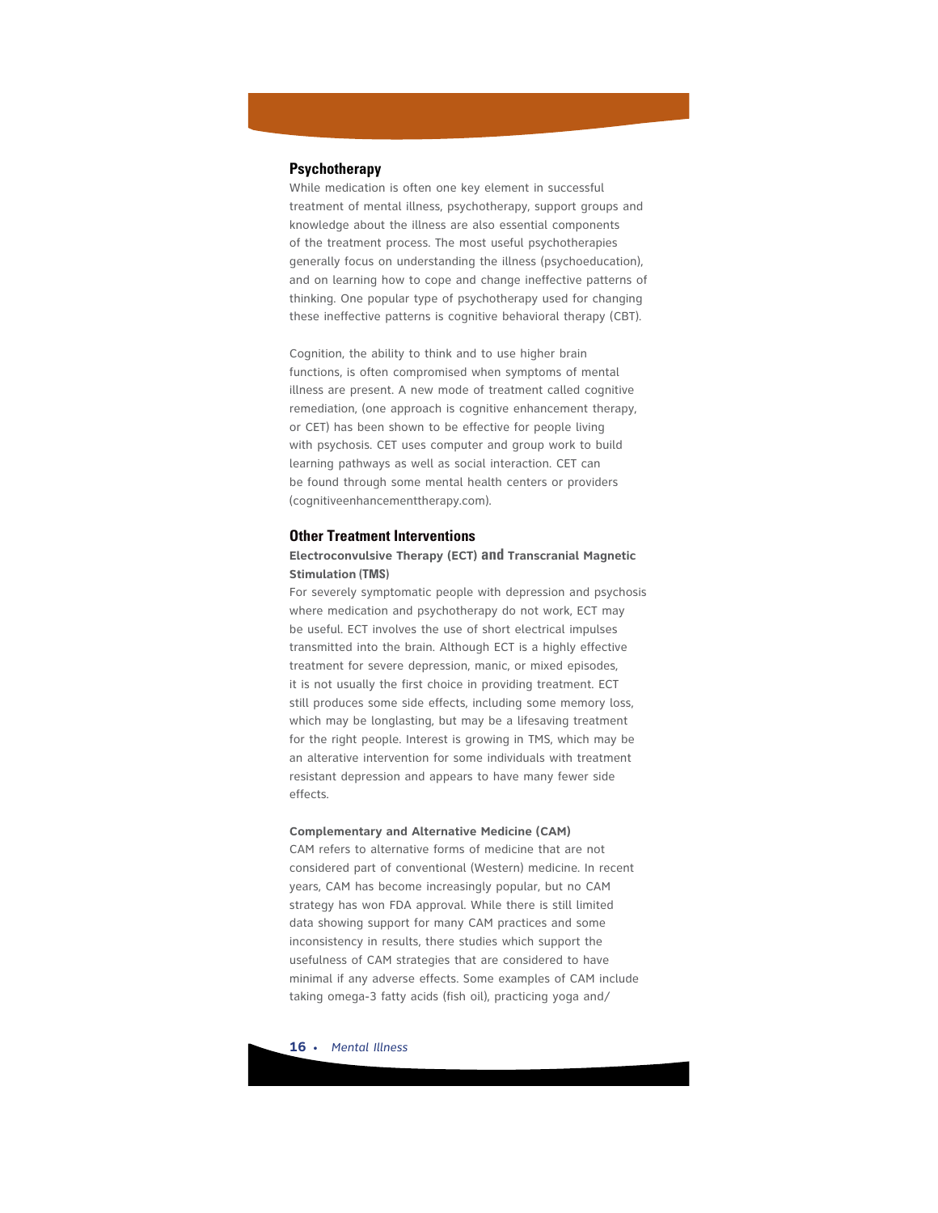## Psychotherapy

While medication is often one key element in successful treatment of mental illness, psychotherapy, support groups and knowledge about the illness are also essential components of the treatment process. The most useful psychotherapies generally focus on understanding the illness (psychoeducation), and on learning how to cope and change ineffective patterns of thinking. One popular type of psychotherapy used for changing these ineffective patterns is cognitive behavioral therapy (CBT).

Cognition, the ability to think and to use higher brain functions, is often compromised when symptoms of mental illness are present. A new mode of treatment called cognitive remediation, (one approach is cognitive enhancement therapy, or CET) has been shown to be effective for people living with psychosis. CET uses computer and group work to build learning pathways as well as social interaction. CET can be found through some mental health centers or providers (cognitiveenhancementtherapy.com).

## Other Treatment Interventions

### Electroconvulsive Therapy (ECT) and Transcranial Magnetic Stimulation (TMS)

For severely symptomatic people with depression and psychosis where medication and psychotherapy do not work, ECT may be useful. ECT involves the use of short electrical impulses transmitted into the brain. Although ECT is a highly effective treatment for severe depression, manic, or mixed episodes, it is not usually the first choice in providing treatment. ECT still produces some side effects, including some memory loss, which may be longlasting, but may be a lifesaving treatment for the right people. Interest is growing in TMS, which may be an alterative intervention for some individuals with treatment resistant depression and appears to have many fewer side effects.

### Complementary and Alternative Medicine (CAM)

CAM refers to alternative forms of medicine that are not considered part of conventional (Western) medicine. In recent years, CAM has become increasingly popular, but no CAM strategy has won FDA approval. While there is still limited data showing support for many CAM practices and some inconsistency in results, there studies which support the usefulness of CAM strategies that are considered to have minimal if any adverse effects. Some examples of CAM include taking omega-3 fatty acids (fish oil), practicing yoga and/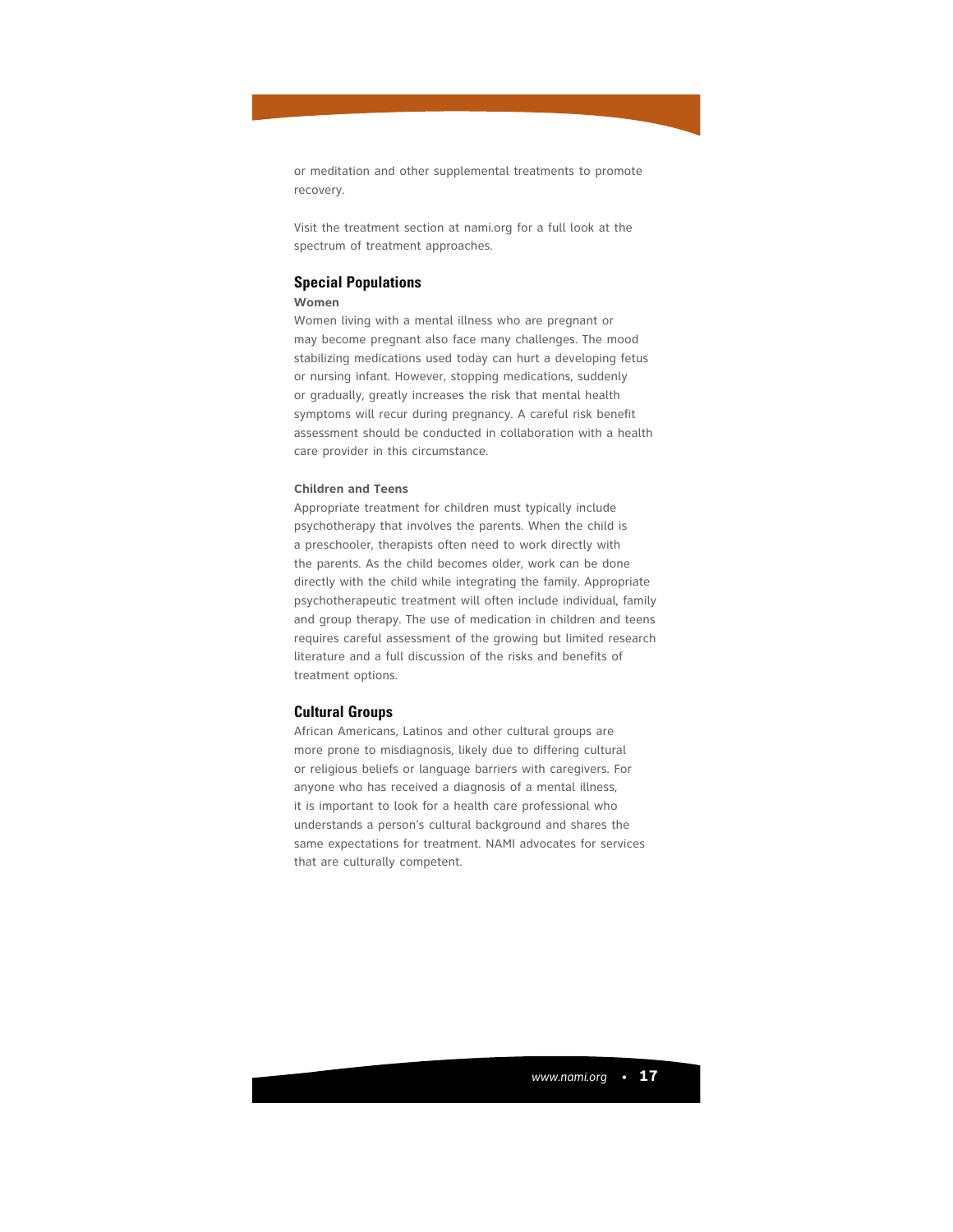or meditation and other supplemental treatments to promote recovery.

Visit the treatment section at nami.org for a full look at the spectrum of treatment approaches.

## Special Populations

#### Women

Women living with a mental illness who are pregnant or may become pregnant also face many challenges. The mood stabilizing medications used today can hurt a developing fetus or nursing infant. However, stopping medications, suddenly or gradually, greatly increases the risk that mental health symptoms will recur during pregnancy. A careful risk benefit assessment should be conducted in collaboration with a health care provider in this circumstance.

#### Children and Teens

Appropriate treatment for children must typically include psychotherapy that involves the parents. When the child is a preschooler, therapists often need to work directly with the parents. As the child becomes older, work can be done directly with the child while integrating the family. Appropriate psychotherapeutic treatment will often include individual, family and group therapy. The use of medication in children and teens requires careful assessment of the growing but limited research literature and a full discussion of the risks and benefits of treatment options.

## Cultural Groups

African Americans, Latinos and other cultural groups are more prone to misdiagnosis, likely due to differing cultural or religious beliefs or language barriers with caregivers. For anyone who has received a diagnosis of a mental illness, it is important to look for a health care professional who understands a person's cultural background and shares the same expectations for treatment. NAMI advocates for services that are culturally competent.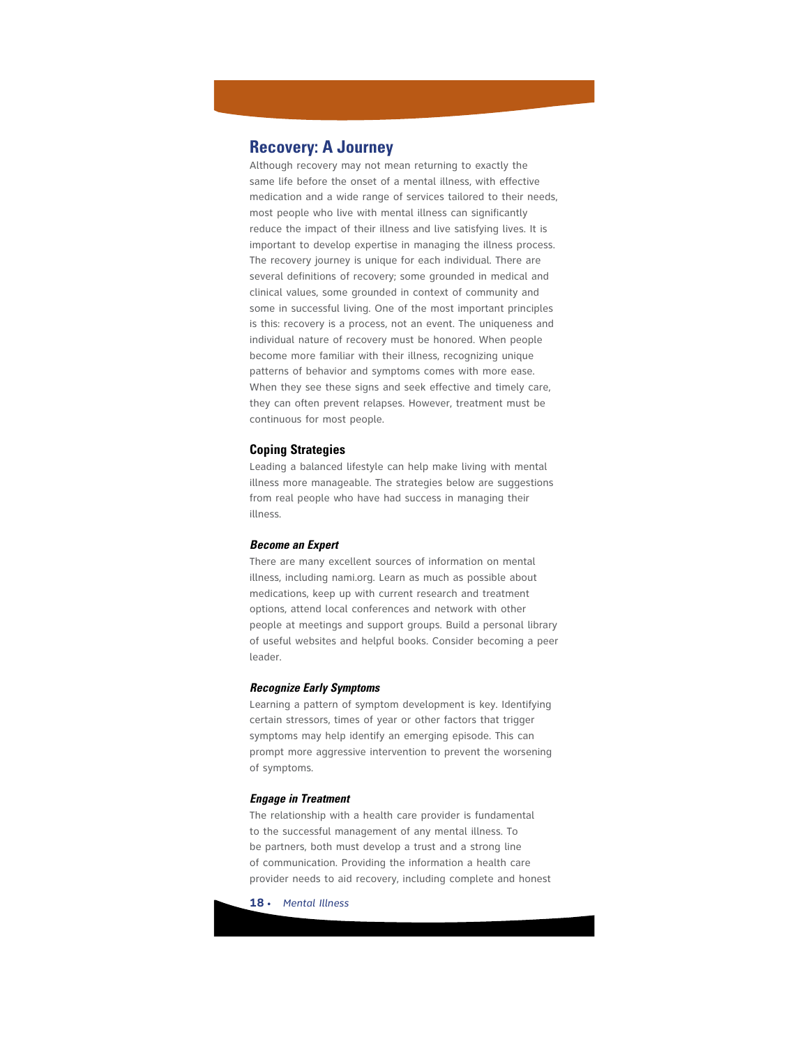## Recovery: A Journey

Although recovery may not mean returning to exactly the same life before the onset of a mental illness, with effective medication and a wide range of services tailored to their needs, most people who live with mental illness can significantly reduce the impact of their illness and live satisfying lives. It is important to develop expertise in managing the illness process. The recovery journey is unique for each individual. There are several definitions of recovery; some grounded in medical and clinical values, some grounded in context of community and some in successful living. One of the most important principles is this: recovery is a process, not an event. The uniqueness and individual nature of recovery must be honored. When people become more familiar with their illness, recognizing unique patterns of behavior and symptoms comes with more ease. When they see these signs and seek effective and timely care, they can often prevent relapses. However, treatment must be continuous for most people.

### Coping Strategies

Leading a balanced lifestyle can help make living with mental illness more manageable. The strategies below are suggestions from real people who have had success in managing their illness.

#### *Become an Expert*

There are many excellent sources of information on mental illness, including nami.org. Learn as much as possible about medications, keep up with current research and treatment options, attend local conferences and network with other people at meetings and support groups. Build a personal library of useful websites and helpful books. Consider becoming a peer leader.

#### *Recognize Early Symptoms*

Learning a pattern of symptom development is key. Identifying certain stressors, times of year or other factors that trigger symptoms may help identify an emerging episode. This can prompt more aggressive intervention to prevent the worsening of symptoms.

#### *Engage in Treatment*

The relationship with a health care provider is fundamental to the successful management of any mental illness. To be partners, both must develop a trust and a strong line of communication. Providing the information a health care provider needs to aid recovery, including complete and honest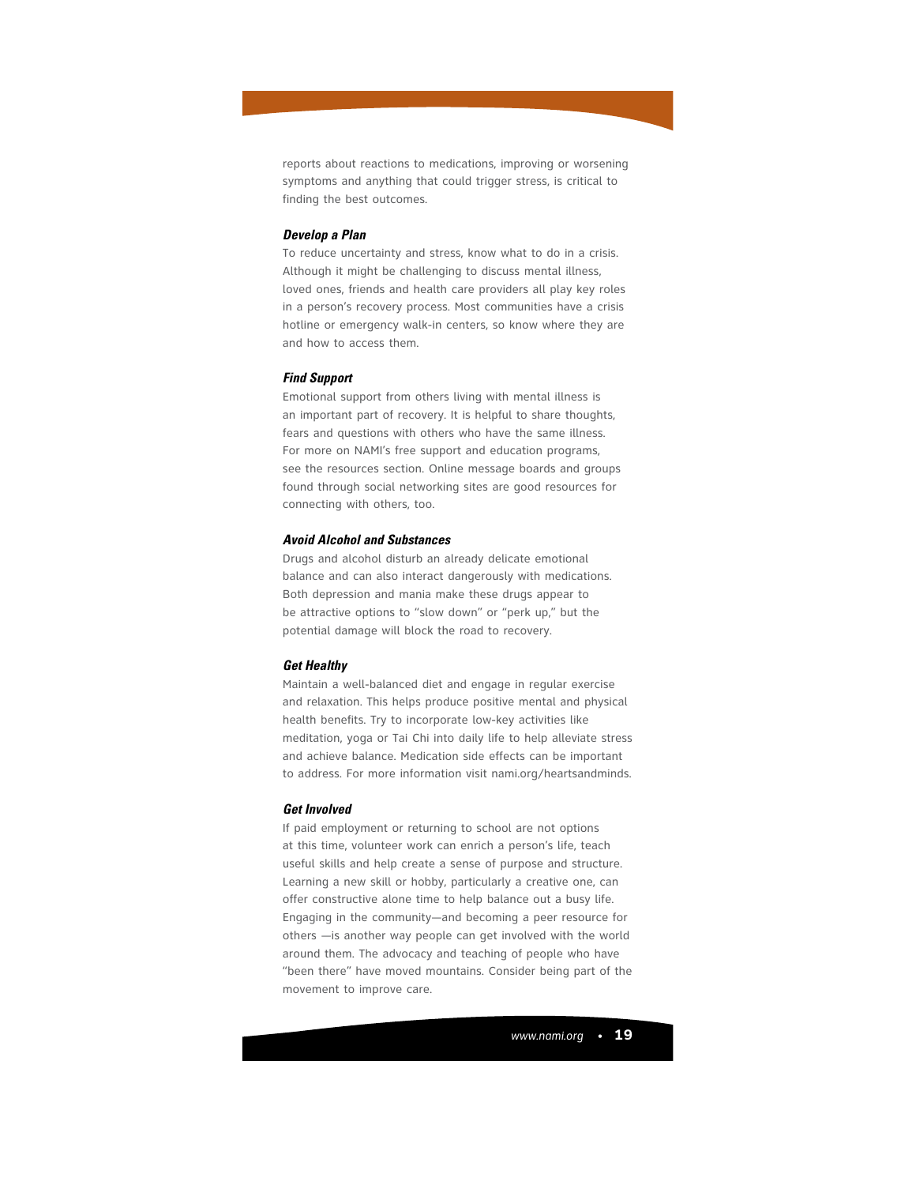reports about reactions to medications, improving or worsening symptoms and anything that could trigger stress, is critical to finding the best outcomes.

### *Develop a Plan*

To reduce uncertainty and stress, know what to do in a crisis. Although it might be challenging to discuss mental illness, loved ones, friends and health care providers all play key roles in a person's recovery process. Most communities have a crisis hotline or emergency walk-in centers, so know where they are and how to access them.

### *Find Support*

Emotional support from others living with mental illness is an important part of recovery. It is helpful to share thoughts, fears and questions with others who have the same illness. For more on NAMI's free support and education programs, see the resources section. Online message boards and groups found through social networking sites are good resources for connecting with others, too.

### *Avoid Alcohol and Substances*

Drugs and alcohol disturb an already delicate emotional balance and can also interact dangerously with medications. Both depression and mania make these drugs appear to be attractive options to "slow down" or "perk up," but the potential damage will block the road to recovery.

### *Get Healthy*

Maintain a well-balanced diet and engage in regular exercise and relaxation. This helps produce positive mental and physical health benefits. Try to incorporate low-key activities like meditation, yoga or Tai Chi into daily life to help alleviate stress and achieve balance. Medication side effects can be important to address. For more information visit nami.org/heartsandminds.

### *Get Involved*

If paid employment or returning to school are not options at this time, volunteer work can enrich a person's life, teach useful skills and help create a sense of purpose and structure. Learning a new skill or hobby, particularly a creative one, can offer constructive alone time to help balance out a busy life. Engaging in the community—and becoming a peer resource for others —is another way people can get involved with the world around them. The advocacy and teaching of people who have "been there" have moved mountains. Consider being part of the movement to improve care.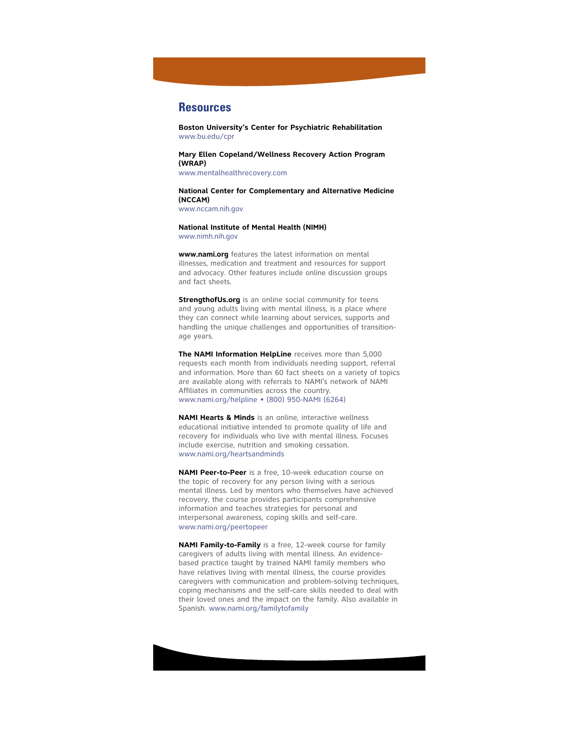## Resources

**Boston University's Center for Psychiatric Rehabilitation**
www.bu.edu/cpr

**Mary Ellen Copeland/Wellness Recovery Action Program (WRAP)**
www.mentalhealthrecovery.com

**National Center for Complementary and Alternative Medicine (NCCAM)**
www.nccam.nih.gov

**National Institute of Mental Health (NIMH)**
www.nimh.nih.gov

**www.nami.org** features the latest information on mental illnesses, medication and treatment and resources for support and advocacy. Other features include online discussion groups and fact sheets.

**StrengthofUs.org** is an online social community for teens and young adults living with mental illness, is a place where they can connect while learning about services, supports and handling the unique challenges and opportunities of transition-age years.

**The NAMI Information HelpLine** receives more than 5,000 requests each month from individuals needing support, referral and information. More than 60 fact sheets on a variety of topics are available along with referrals to NAMI's network of NAMI Affiliates in communities across the country.
www.nami.org/helpline • (800) 950-NAMI (6264)

**NAMI Hearts & Minds** is an online, interactive wellness educational initiative intended to promote quality of life and recovery for individuals who live with mental illness. Focuses include exercise, nutrition and smoking cessation.
www.nami.org/heartsandminds

**NAMI Peer-to-Peer** is a free, 10-week education course on the topic of recovery for any person living with a serious mental illness. Led by mentors who themselves have achieved recovery, the course provides participants comprehensive information and teaches strategies for personal and interpersonal awareness, coping skills and self-care.
www.nami.org/peertopeer

**NAMI Family-to-Family** is a free, 12-week course for family caregivers of adults living with mental illness. An evidence-based practice taught by trained NAMI family members who have relatives living with mental illness, the course provides caregivers with communication and problem-solving techniques, coping mechanisms and the self-care skills needed to deal with their loved ones and the impact on the family. Also available in Spanish. www.nami.org/familytofamily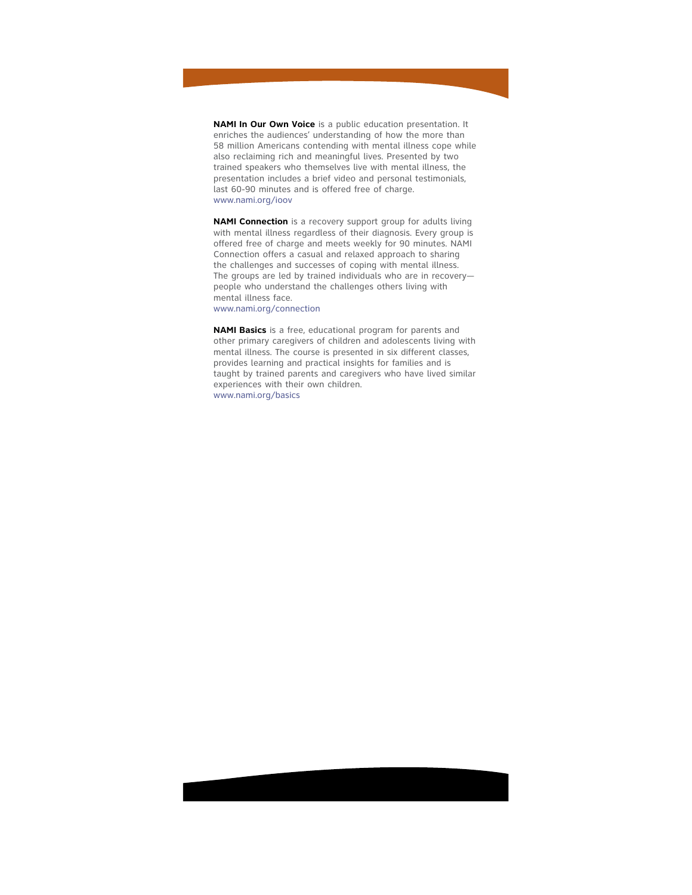**NAMI In Our Own Voice** is a public education presentation. It enriches the audiences' understanding of how the more than 58 million Americans contending with mental illness cope while also reclaiming rich and meaningful lives. Presented by two trained speakers who themselves live with mental illness, the presentation includes a brief video and personal testimonials, last 60-90 minutes and is offered free of charge.
www.nami.org/ioov

**NAMI Connection** is a recovery support group for adults living with mental illness regardless of their diagnosis. Every group is offered free of charge and meets weekly for 90 minutes. NAMI Connection offers a casual and relaxed approach to sharing the challenges and successes of coping with mental illness. The groups are led by trained individuals who are in recovery—people who understand the challenges others living with mental illness face.
www.nami.org/connection

**NAMI Basics** is a free, educational program for parents and other primary caregivers of children and adolescents living with mental illness. The course is presented in six different classes, provides learning and practical insights for families and is taught by trained parents and caregivers who have lived similar experiences with their own children.
www.nami.org/basics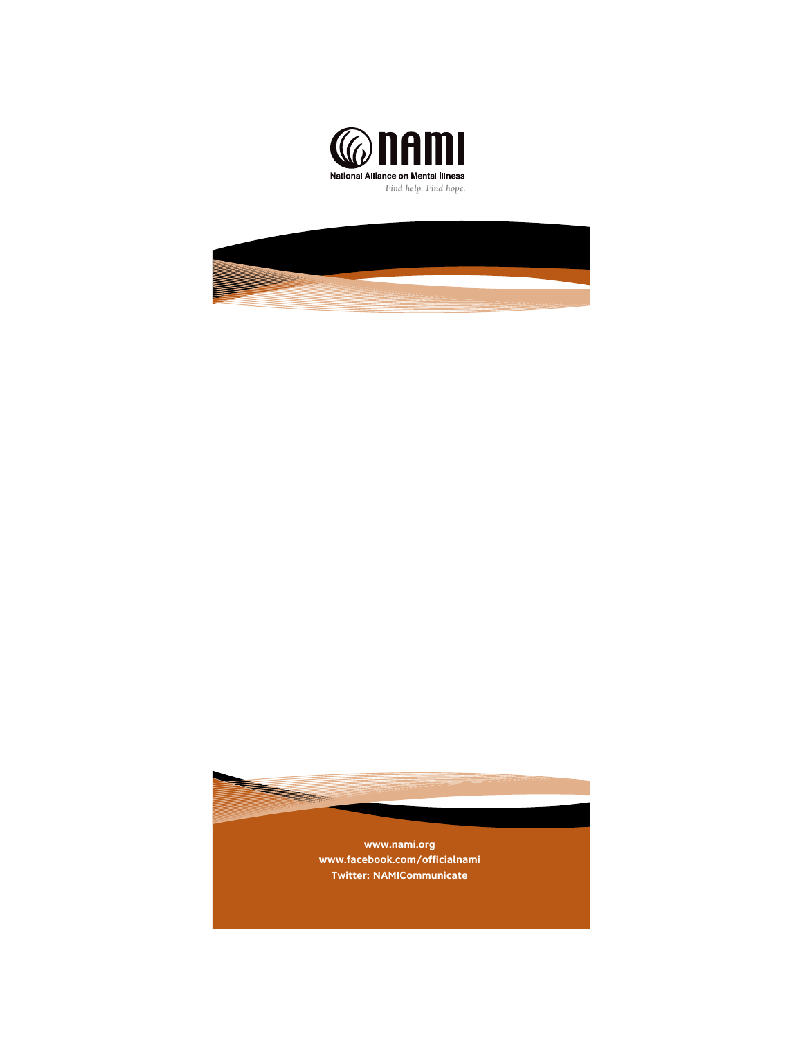NAMI

National Alliance on Mental Illness

*Find help. Find hope.*

**www.nami.org**
**www.facebook.com/officialnami**
**Twitter: NAMICommunicate**